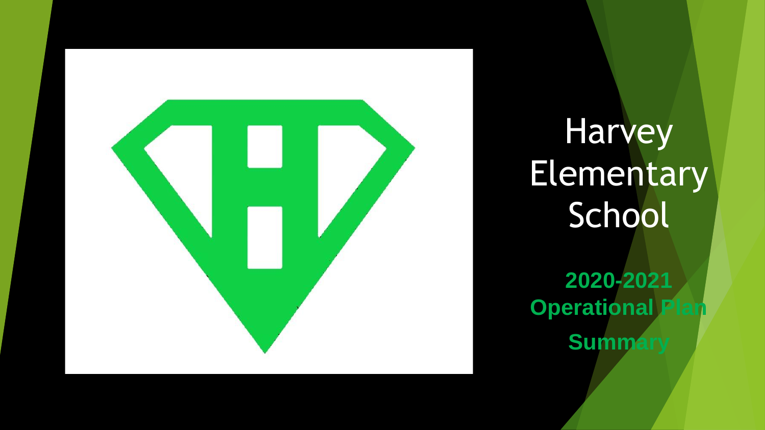# Harvey Elementary School

**2020-2021 Operational Plan Summary**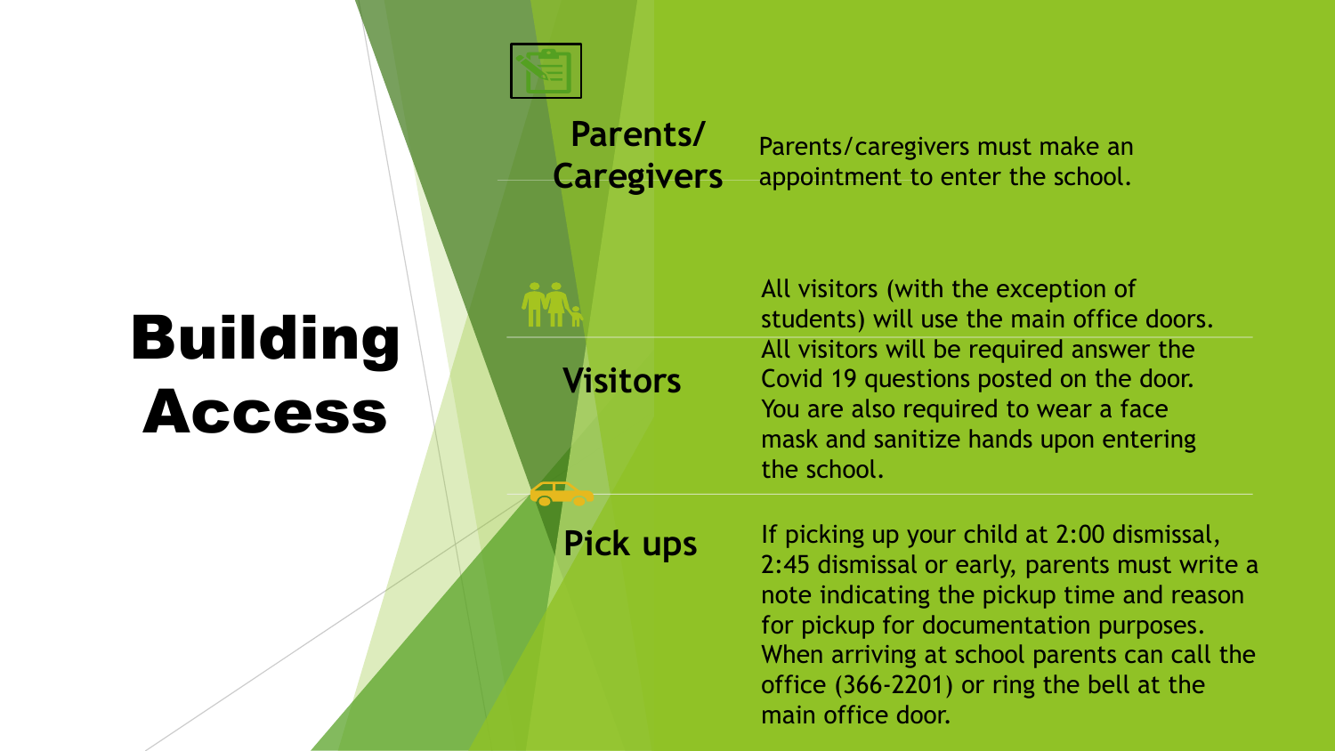# Building Access

## Parents/ Caregivers

Parents/caregivers must make an appointment to enter the school.

## Visitors

All visitors (with the exception of students) will use the main office doors. All visitors will be required answer the Covid 19 questions posted on the door. You are also required to wear a face mask and sanitize hands upon entering the school.

## Pick ups

If picking up your child at 2:00 dismissal, 2:45 dismissal or early, parents must write a note indicating the pickup time and reason for pickup for documentation purposes. When arriving at school parents can call the office (366-2201) or ring the bell at the main office door.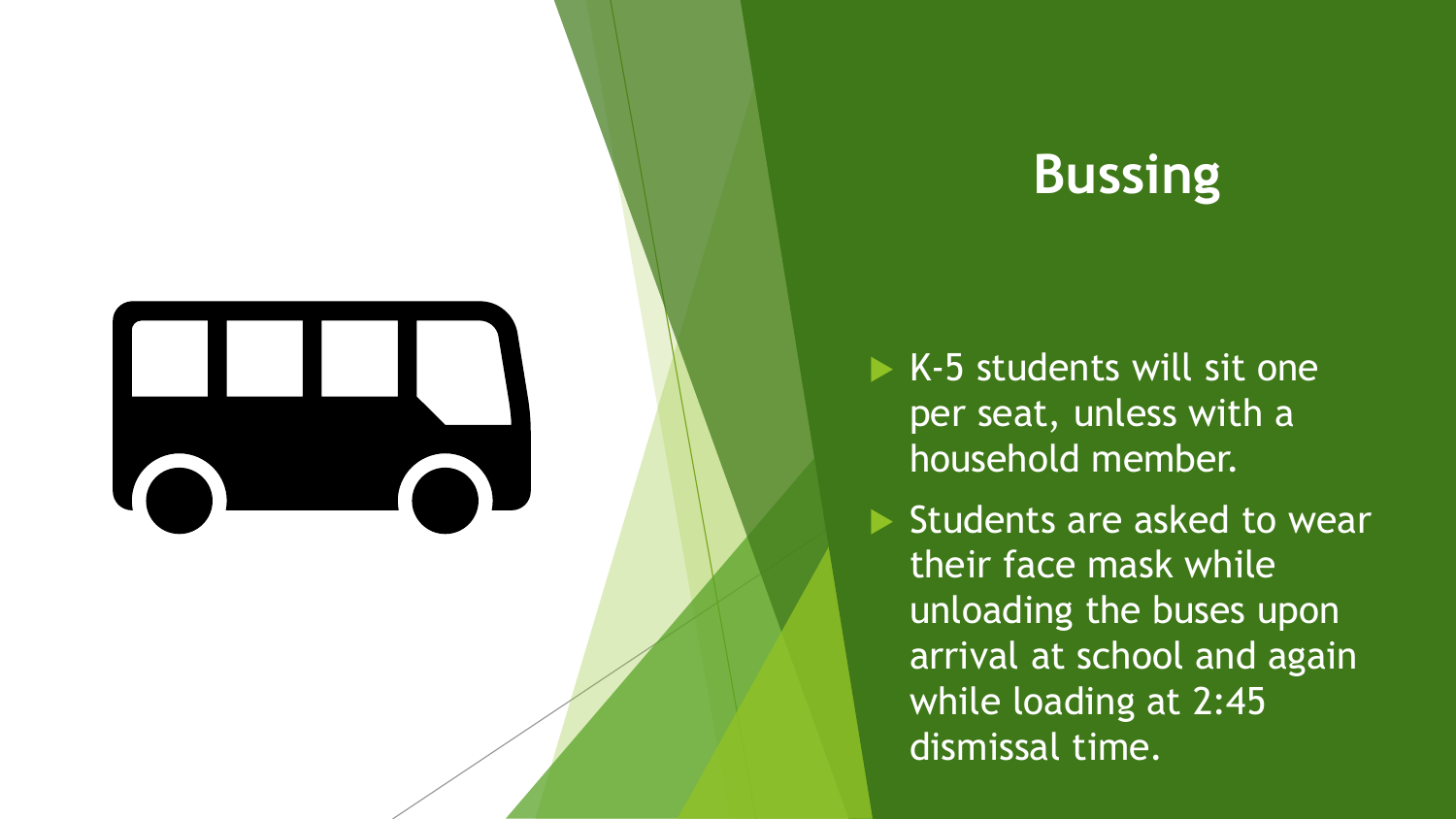# Bussing

- K-5 students will sit one per seat, unless with a household member.
- Students are asked to wear their face mask while unloading the buses upon arrival at school and again while loading at 2:45 dismissal time.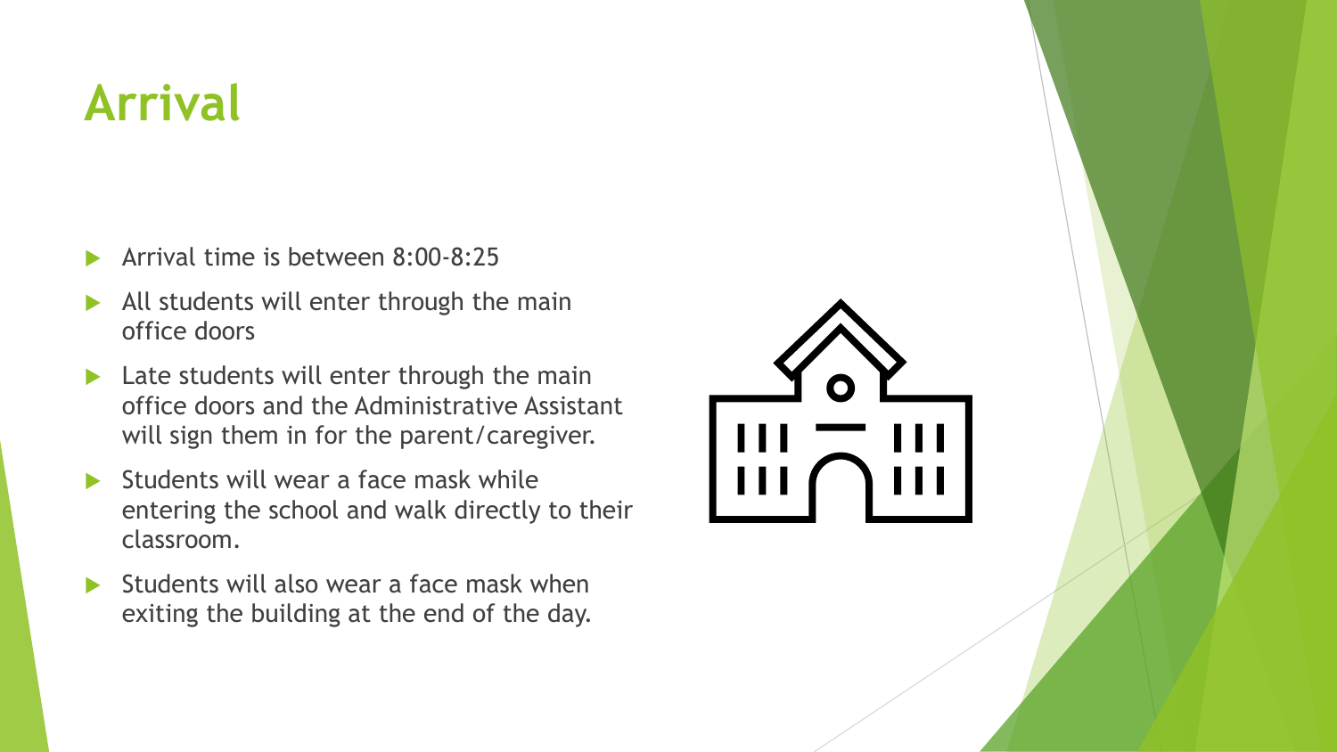# Arrival

- Arrival time is between 8:00-8:25
- All students will enter through the main office doors
- Late students will enter through the main office doors and the Administrative Assistant will sign them in for the parent/caregiver.
- Students will wear a face mask while entering the school and walk directly to their classroom.
- Students will also wear a face mask when exiting the building at the end of the day.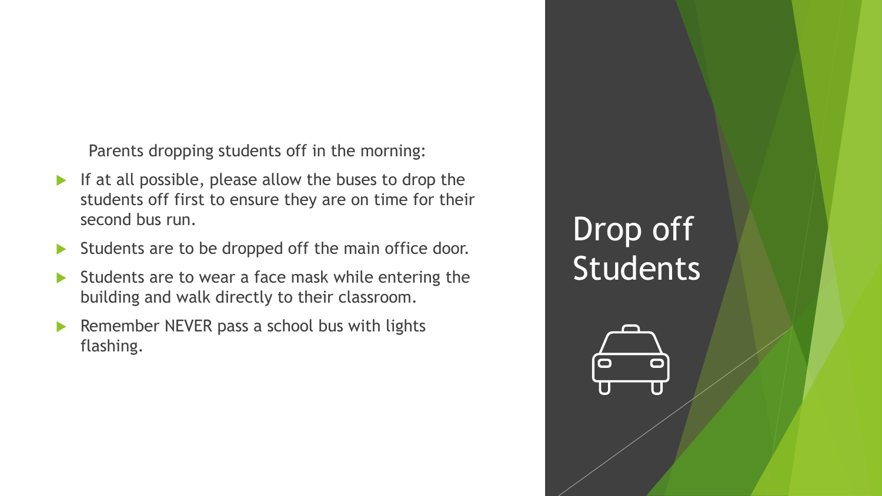# Drop off Students

Parents dropping students off in the morning:

- If at all possible, please allow the buses to drop the students off first to ensure they are on time for their second bus run.
- Students are to be dropped off the main office door.
- Students are to wear a face mask while entering the building and walk directly to their classroom.
- Remember NEVER pass a school bus with lights flashing.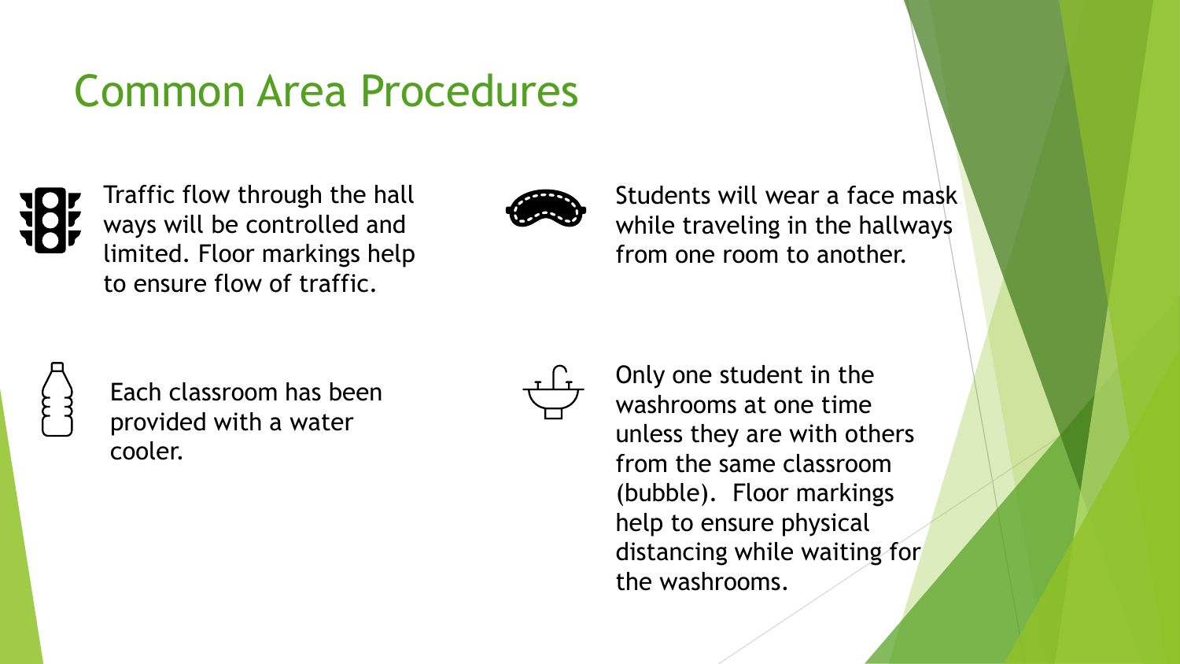# Common Area Procedures

- Traffic flow through the hall ways will be controlled and limited. Floor markings help to ensure flow of traffic.
- Students will wear a face mask while traveling in the hallways from one room to another.
- Each classroom has been provided with a water cooler.
- Only one student in the washrooms at one time unless they are with others from the same classroom (bubble). Floor markings help to ensure physical distancing while waiting for the washrooms.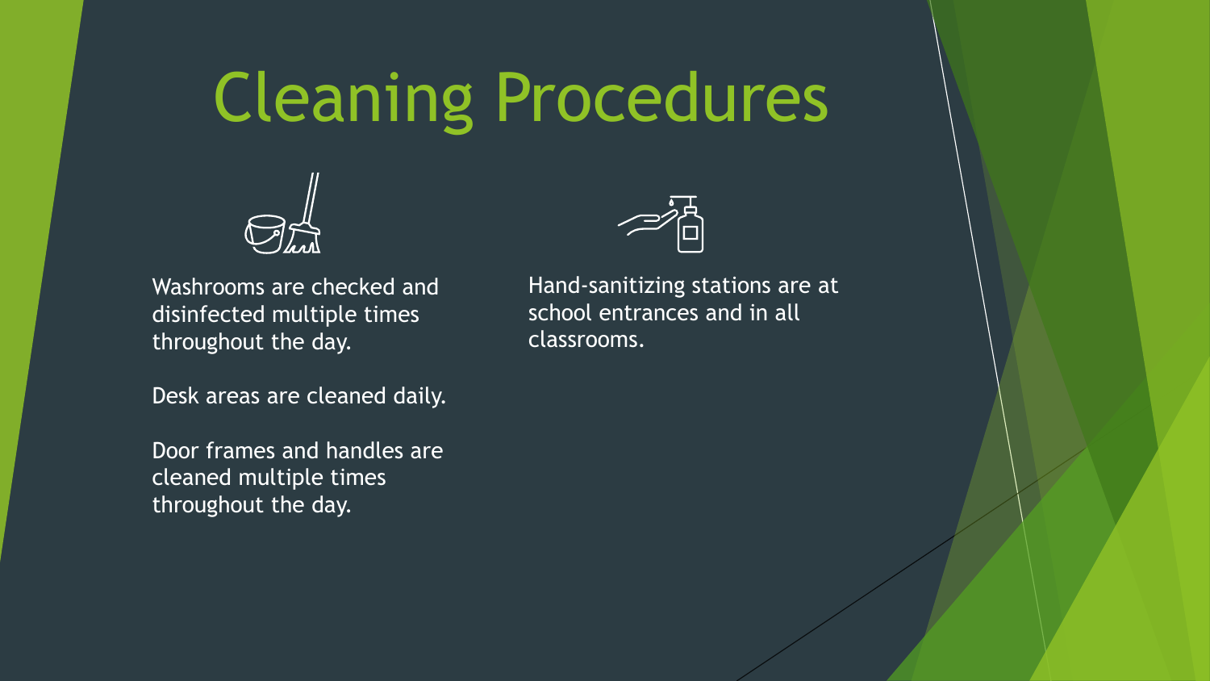# Cleaning Procedures

Washrooms are checked and disinfected multiple times throughout the day.

Desk areas are cleaned daily.

Door frames and handles are cleaned multiple times throughout the day.

Hand-sanitizing stations are at school entrances and in all classrooms.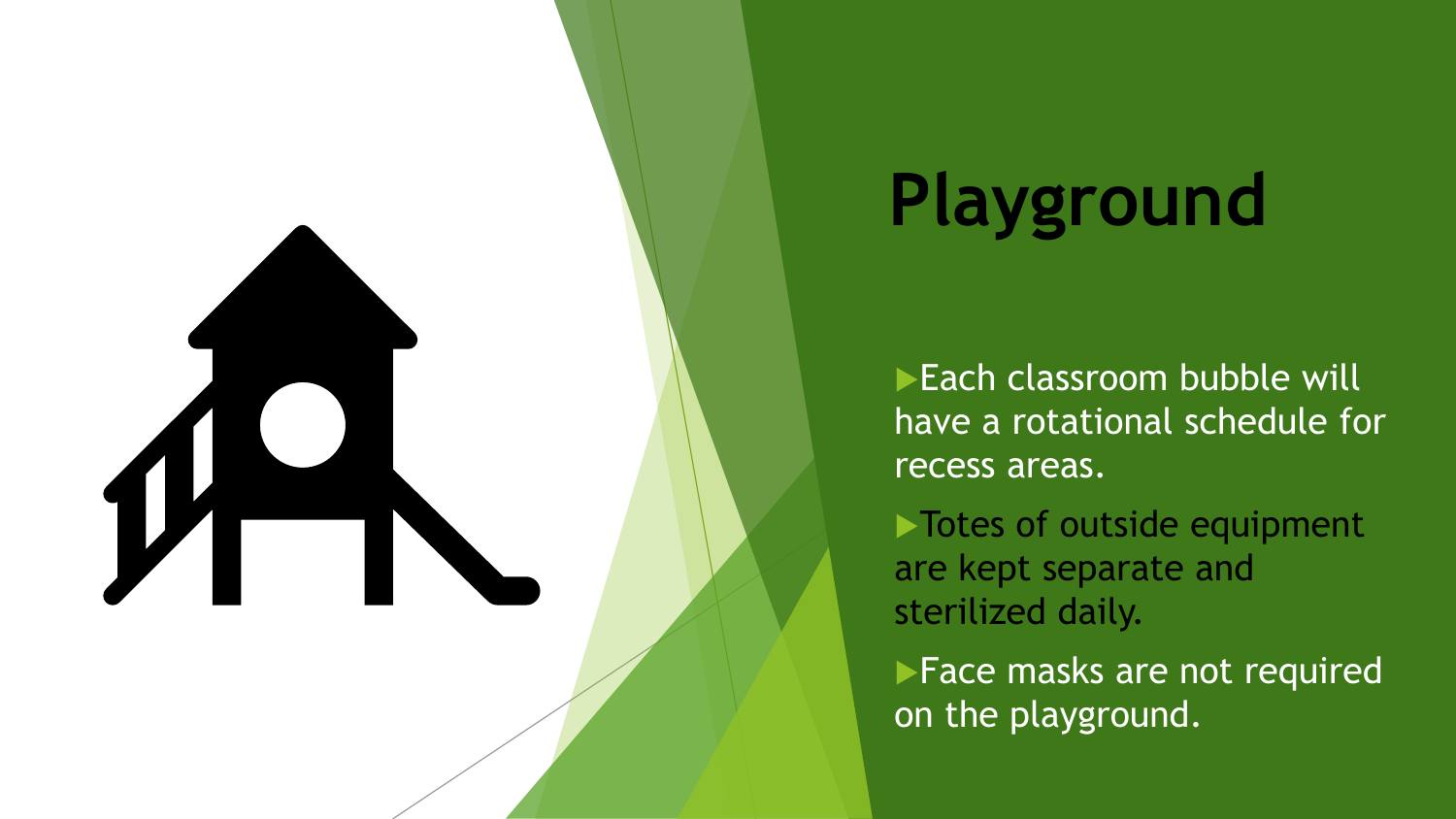# Playground

- Each classroom bubble will have a rotational schedule for recess areas.
- Totes of outside equipment are kept separate and sterilized daily.
- Face masks are not required on the playground.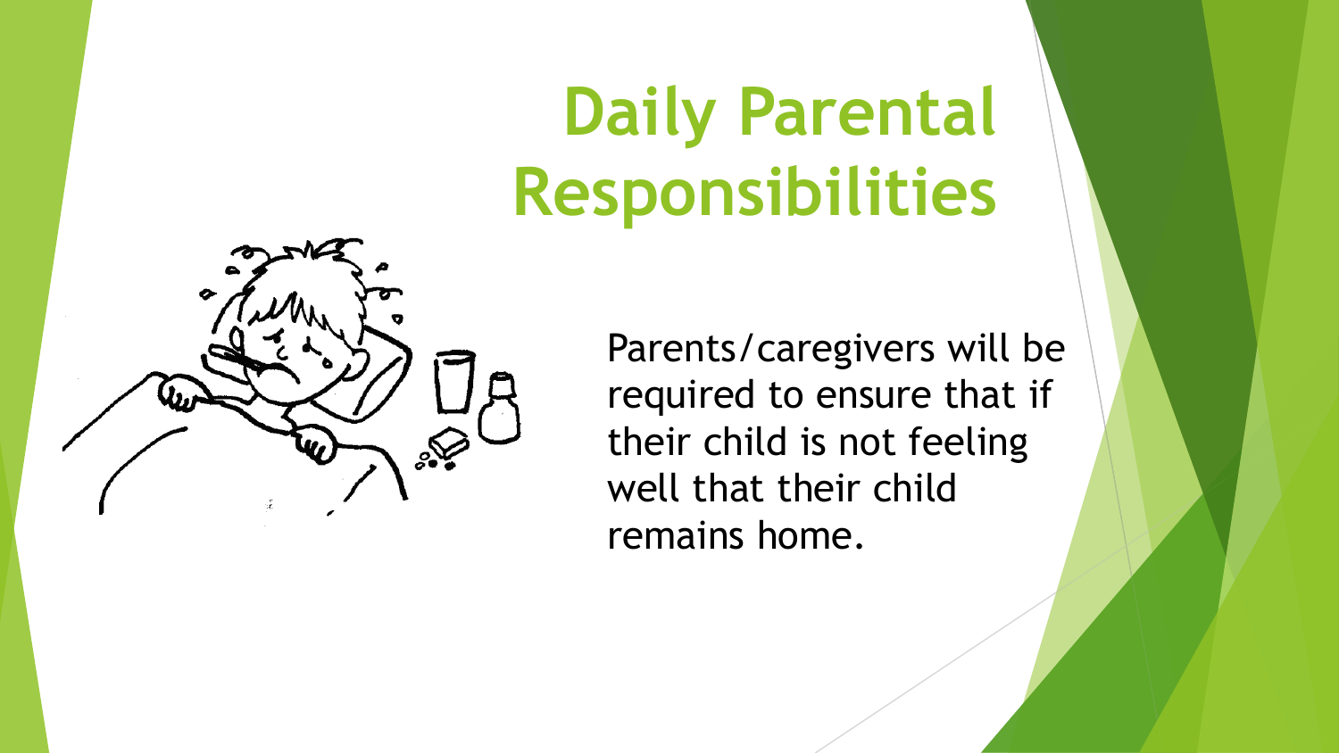# Daily Parental Responsibilities

Parents/caregivers will be required to ensure that if their child is not feeling well that their child remains home.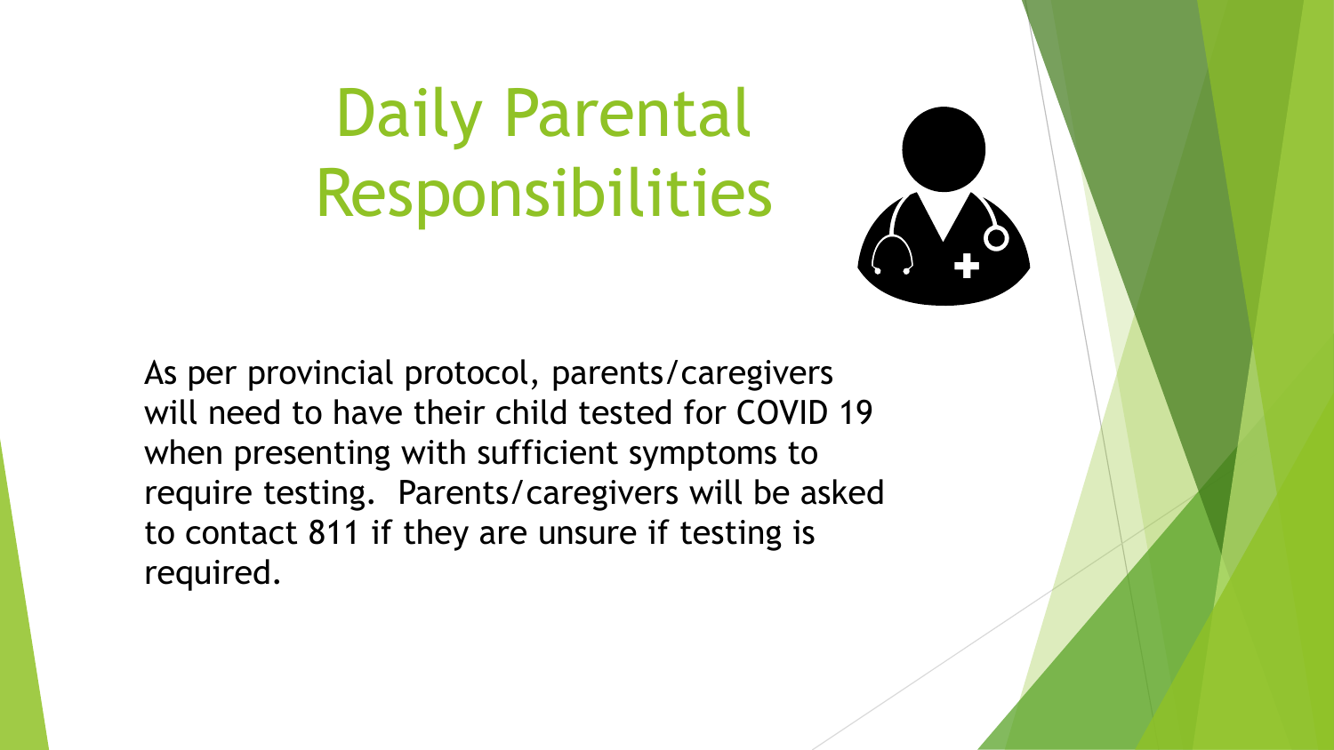# Daily Parental Responsibilities

As per provincial protocol, parents/caregivers will need to have their child tested for COVID 19 when presenting with sufficient symptoms to require testing. Parents/caregivers will be asked to contact 811 if they are unsure if testing is required.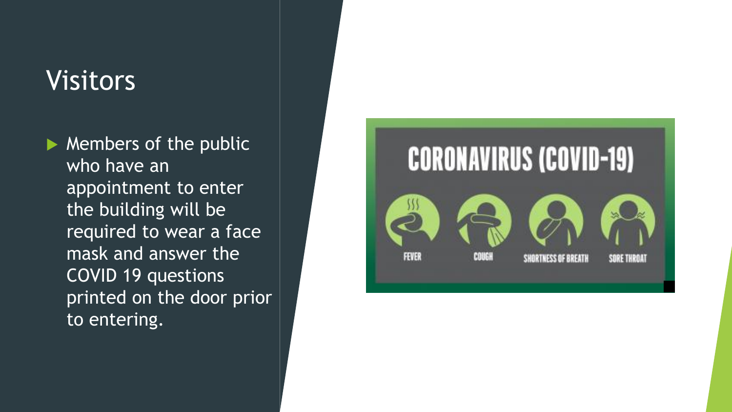# Visitors

- Members of the public who have an appointment to enter the building will be required to wear a face mask and answer the COVID 19 questions printed on the door prior to entering.

CORONAVIRUS (COVID-19)

FEVER

COUGH

SHORTNESS OF BREATH

SORE THROAT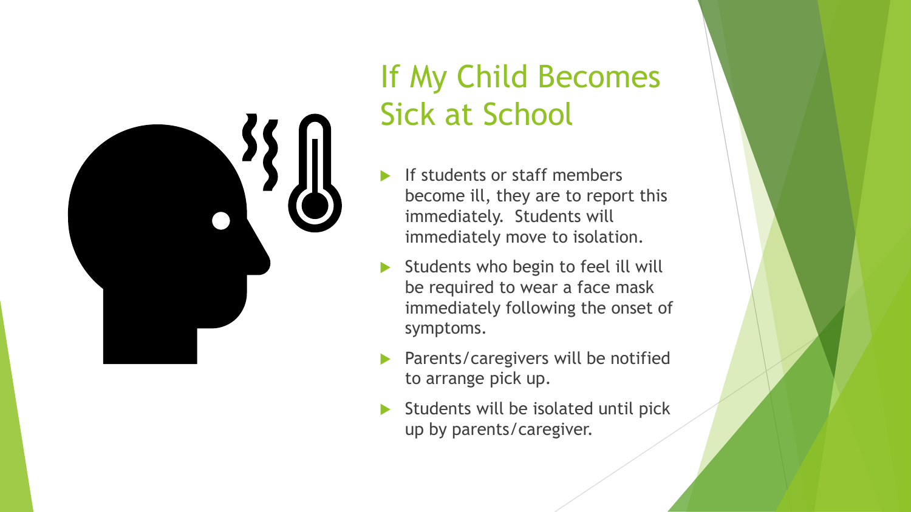# If My Child Becomes Sick at School

- If students or staff members become ill, they are to report this immediately. Students will immediately move to isolation.
- Students who begin to feel ill will be required to wear a face mask immediately following the onset of symptoms.
- Parents/caregivers will be notified to arrange pick up.
- Students will be isolated until pick up by parents/caregiver.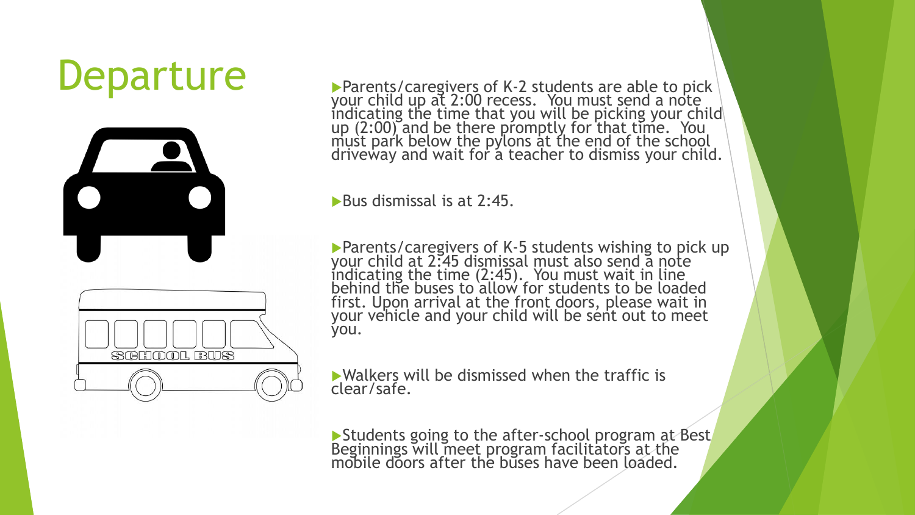# Departure

- Parents/caregivers of K-2 students are able to pick your child up at 2:00 recess. You must send a note indicating the time that you will be picking your child up (2:00) and be there promptly for that time. You must park below the pylons at the end of the school driveway and wait for a teacher to dismiss your child.

- Bus dismissal is at 2:45.

- Parents/caregivers of K-5 students wishing to pick up your child at 2:45 dismissal must also send a note indicating the time (2:45). You must wait in line behind the buses to allow for students to be loaded first. Upon arrival at the front doors, please wait in your vehicle and your child will be sent out to meet you.

- Walkers will be dismissed when the traffic is clear/safe.

- Students going to the after-school program at Best Beginnings will meet program facilitators at the mobile doors after the buses have been loaded.